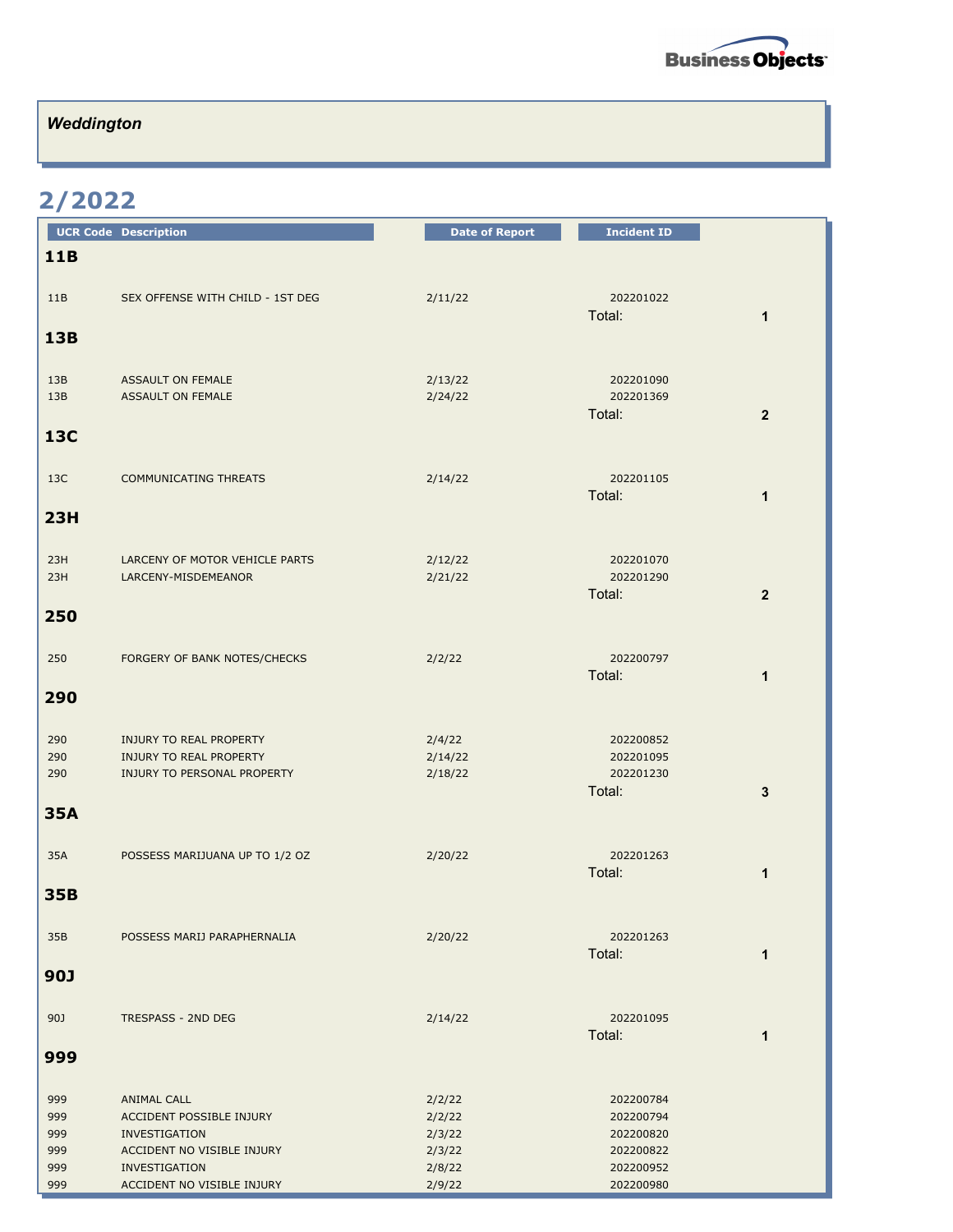## Weddington

## 2/2022

| UCR Code | Description | Date of Report | Incident ID | |
|---|---|---|---|---|
| **11B** | | | | |
| 11B | SEX OFFENSE WITH CHILD - 1ST DEG | 2/11/22 | 202201022 | |
| | | | Total: | 1 |
| **13B** | | | | |
| 13B | ASSAULT ON FEMALE | 2/13/22 | 202201090 | |
| 13B | ASSAULT ON FEMALE | 2/24/22 | 202201369 | |
| | | | Total: | 2 |
| **13C** | | | | |
| 13C | COMMUNICATING THREATS | 2/14/22 | 202201105 | |
| | | | Total: | 1 |
| **23H** | | | | |
| 23H | LARCENY OF MOTOR VEHICLE PARTS | 2/12/22 | 202201070 | |
| 23H | LARCENY-MISDEMEANOR | 2/21/22 | 202201290 | |
| | | | Total: | 2 |
| **250** | | | | |
| 250 | FORGERY OF BANK NOTES/CHECKS | 2/2/22 | 202200797 | |
| | | | Total: | 1 |
| **290** | | | | |
| 290 | INJURY TO REAL PROPERTY | 2/4/22 | 202200852 | |
| 290 | INJURY TO REAL PROPERTY | 2/14/22 | 202201095 | |
| 290 | INJURY TO PERSONAL PROPERTY | 2/18/22 | 202201230 | |
| | | | Total: | 3 |
| **35A** | | | | |
| 35A | POSSESS MARIJUANA UP TO 1/2 OZ | 2/20/22 | 202201263 | |
| | | | Total: | 1 |
| **35B** | | | | |
| 35B | POSSESS MARIJ PARAPHERNALIA | 2/20/22 | 202201263 | |
| | | | Total: | 1 |
| **90J** | | | | |
| 90J | TRESPASS - 2ND DEG | 2/14/22 | 202201095 | |
| | | | Total: | 1 |
| **999** | | | | |
| 999 | ANIMAL CALL | 2/2/22 | 202200784 | |
| 999 | ACCIDENT POSSIBLE INJURY | 2/2/22 | 202200794 | |
| 999 | INVESTIGATION | 2/3/22 | 202200820 | |
| 999 | ACCIDENT NO VISIBLE INJURY | 2/3/22 | 202200822 | |
| 999 | INVESTIGATION | 2/8/22 | 202200952 | |
| 999 | ACCIDENT NO VISIBLE INJURY | 2/9/22 | 202200980 | |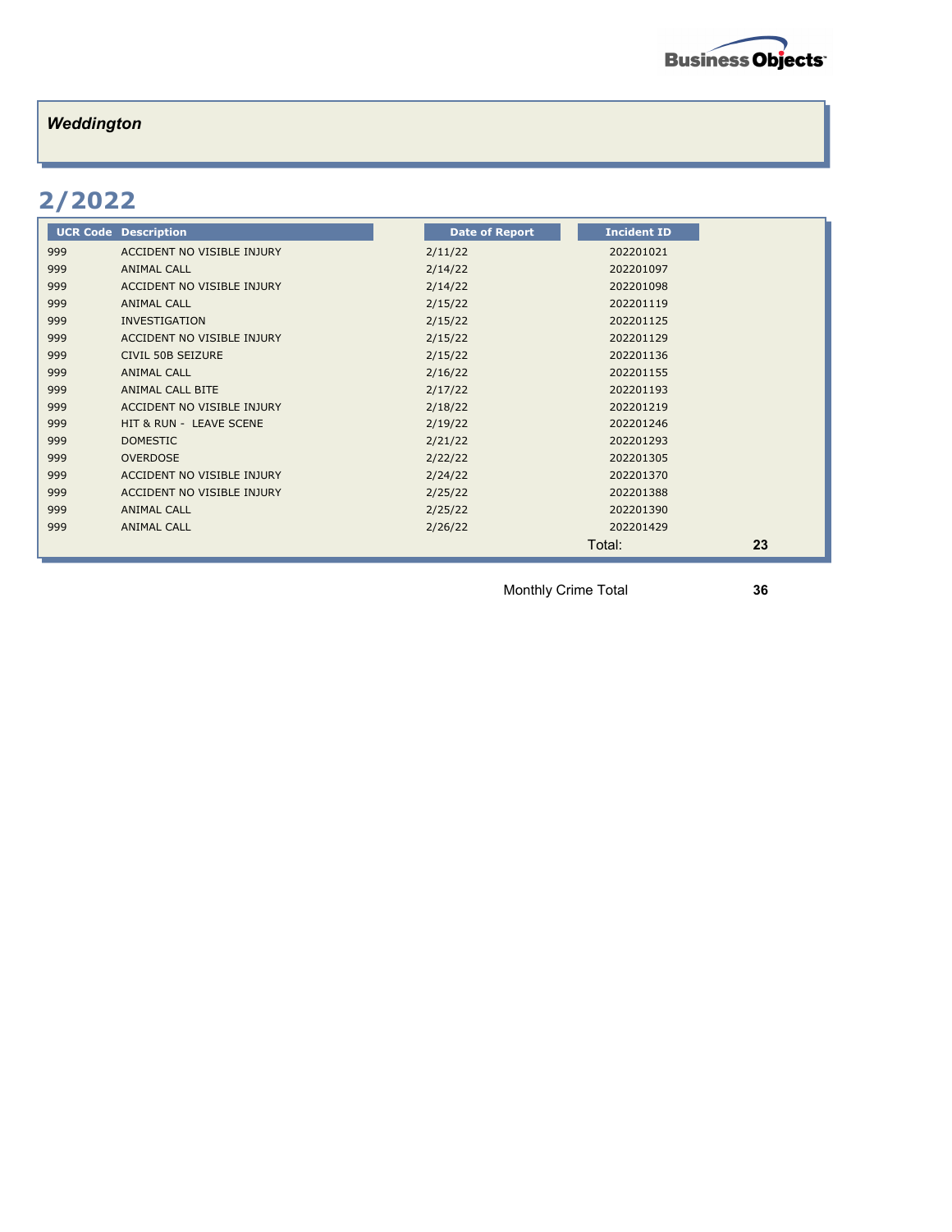*Weddington*

# 2/2022

| UCR Code | Description | Date of Report | Incident ID | |
|---|---|---|---|---|
| 999 | ACCIDENT NO VISIBLE INJURY | 2/11/22 | 202201021 | |
| 999 | ANIMAL CALL | 2/14/22 | 202201097 | |
| 999 | ACCIDENT NO VISIBLE INJURY | 2/14/22 | 202201098 | |
| 999 | ANIMAL CALL | 2/15/22 | 202201119 | |
| 999 | INVESTIGATION | 2/15/22 | 202201125 | |
| 999 | ACCIDENT NO VISIBLE INJURY | 2/15/22 | 202201129 | |
| 999 | CIVIL 50B SEIZURE | 2/15/22 | 202201136 | |
| 999 | ANIMAL CALL | 2/16/22 | 202201155 | |
| 999 | ANIMAL CALL BITE | 2/17/22 | 202201193 | |
| 999 | ACCIDENT NO VISIBLE INJURY | 2/18/22 | 202201219 | |
| 999 | HIT & RUN - LEAVE SCENE | 2/19/22 | 202201246 | |
| 999 | DOMESTIC | 2/21/22 | 202201293 | |
| 999 | OVERDOSE | 2/22/22 | 202201305 | |
| 999 | ACCIDENT NO VISIBLE INJURY | 2/24/22 | 202201370 | |
| 999 | ACCIDENT NO VISIBLE INJURY | 2/25/22 | 202201388 | |
| 999 | ANIMAL CALL | 2/25/22 | 202201390 | |
| 999 | ANIMAL CALL | 2/26/22 | 202201429 | |
| | | | Total: | **23** |

Monthly Crime Total **36**